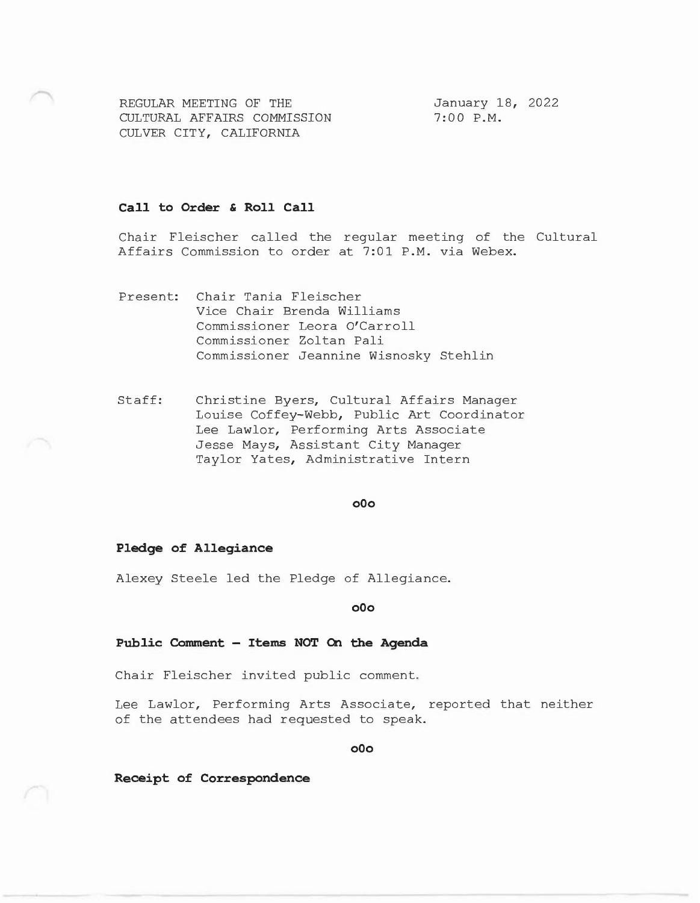REGULAR MEETING OF THE
CULTURAL AFFAIRS COMMISSION
CULVER CITY, CALIFORNIA

January 18, 2022
7:00 P.M.

**Call to Order & Roll Call**

Chair Fleischer called the regular meeting of the Cultural Affairs Commission to order at 7:01 P.M. via Webex.

Present: Chair Tania Fleischer
Vice Chair Brenda Williams
Commissioner Leora O'Carroll
Commissioner Zoltan Pali
Commissioner Jeannine Wisnosky Stehlin

Staff: Christine Byers, Cultural Affairs Manager
Louise Coffey-Webb, Public Art Coordinator
Lee Lawlor, Performing Arts Associate
Jesse Mays, Assistant City Manager
Taylor Yates, Administrative Intern

o0o

**Pledge of Allegiance**

Alexey Steele led the Pledge of Allegiance.

o0o

**Public Comment – Items NOT On the Agenda**

Chair Fleischer invited public comment.

Lee Lawlor, Performing Arts Associate, reported that neither of the attendees had requested to speak.

o0o

**Receipt of Correspondence**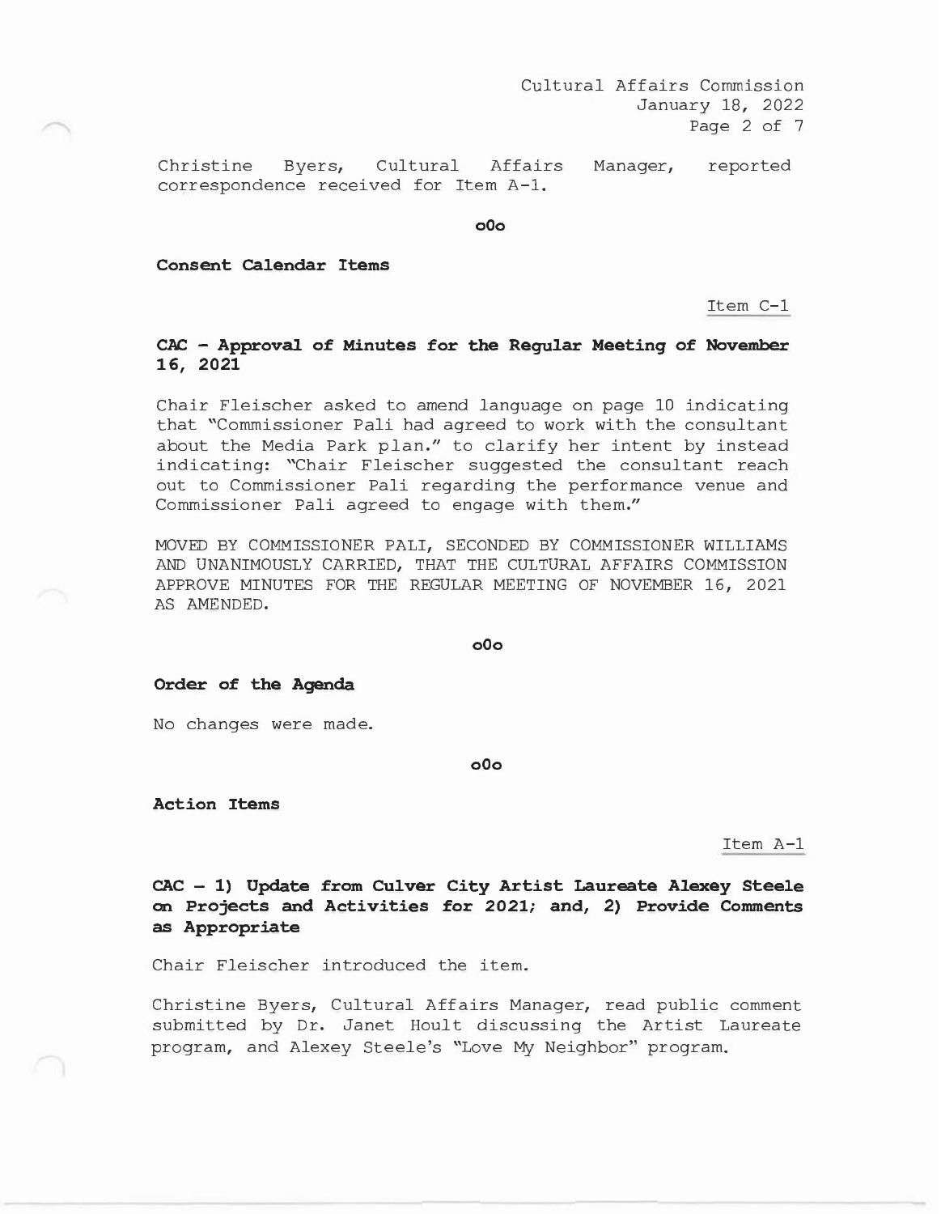Christine Byers, Cultural Affairs Manager, reported correspondence received for Item A-1.

o0o

**Consent Calendar Items**

Item C-1

**CAC - Approval of Minutes for the Regular Meeting of November 16, 2021**

Chair Fleischer asked to amend language on page 10 indicating that "Commissioner Pali had agreed to work with the consultant about the Media Park plan." to clarify her intent by instead indicating: "Chair Fleischer suggested the consultant reach out to Commissioner Pali regarding the performance venue and Commissioner Pali agreed to engage with them."

MOVED BY COMMISSIONER PALI, SECONDED BY COMMISSIONER WILLIAMS AND UNANIMOUSLY CARRIED, THAT THE CULTURAL AFFAIRS COMMISSION APPROVE MINUTES FOR THE REGULAR MEETING OF NOVEMBER 16, 2021 AS AMENDED.

o0o

**Order of the Agenda**

No changes were made.

o0o

**Action Items**

Item A-1

**CAC – 1) Update from Culver City Artist Laureate Alexey Steele on Projects and Activities for 2021; and, 2) Provide Comments as Appropriate**

Chair Fleischer introduced the item.

Christine Byers, Cultural Affairs Manager, read public comment submitted by Dr. Janet Hoult discussing the Artist Laureate program, and Alexey Steele's "Love My Neighbor" program.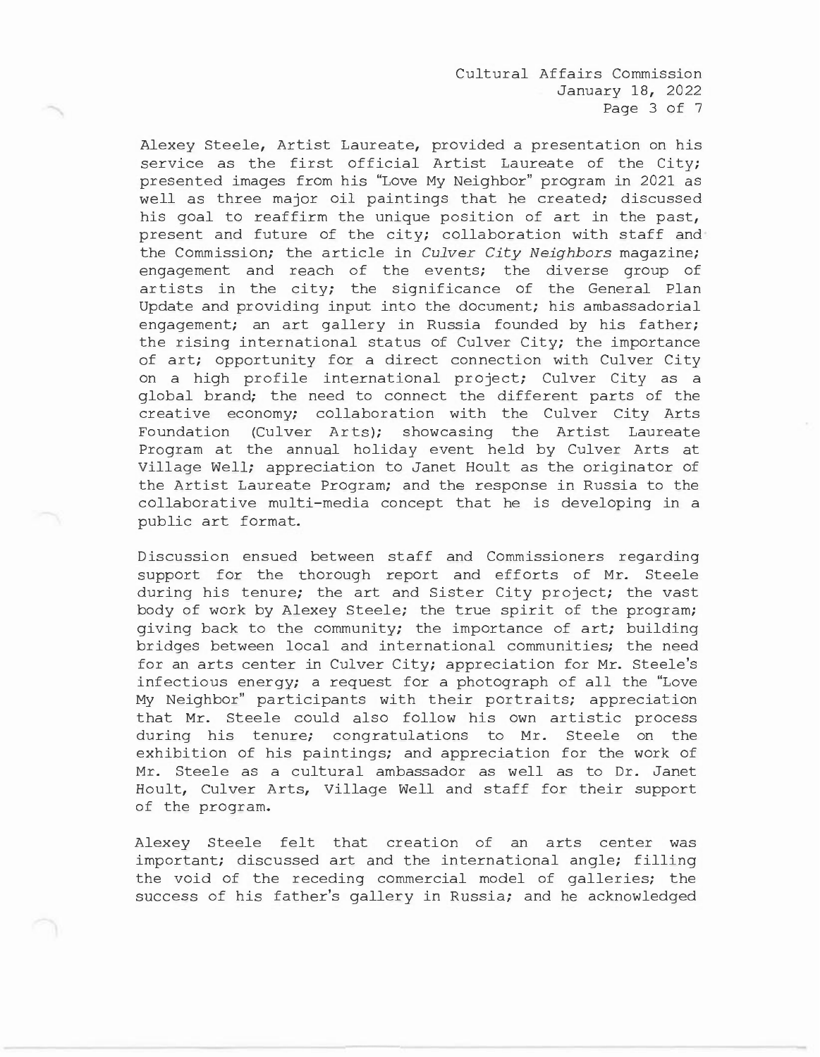Alexey Steele, Artist Laureate, provided a presentation on his service as the first official Artist Laureate of the City; presented images from his "Love My Neighbor" program in 2021 as well as three major oil paintings that he created; discussed his goal to reaffirm the unique position of art in the past, present and future of the city; collaboration with staff and the Commission; the article in *Culver City Neighbors* magazine; engagement and reach of the events; the diverse group of artists in the city; the significance of the General Plan Update and providing input into the document; his ambassadorial engagement; an art gallery in Russia founded by his father; the rising international status of Culver City; the importance of art; opportunity for a direct connection with Culver City on a high profile international project; Culver City as a global brand; the need to connect the different parts of the creative economy; collaboration with the Culver City Arts Foundation (Culver Arts); showcasing the Artist Laureate Program at the annual holiday event held by Culver Arts at Village Well; appreciation to Janet Hoult as the originator of the Artist Laureate Program; and the response in Russia to the collaborative multi-media concept that he is developing in a public art format.

Discussion ensued between staff and Commissioners regarding support for the thorough report and efforts of Mr. Steele during his tenure; the art and Sister City project; the vast body of work by Alexey Steele; the true spirit of the program; giving back to the community; the importance of art; building bridges between local and international communities; the need for an arts center in Culver City; appreciation for Mr. Steele's infectious energy; a request for a photograph of all the "Love My Neighbor" participants with their portraits; appreciation that Mr. Steele could also follow his own artistic process during his tenure; congratulations to Mr. Steele on the exhibition of his paintings; and appreciation for the work of Mr. Steele as a cultural ambassador as well as to Dr. Janet Hoult, Culver Arts, Village Well and staff for their support of the program.

Alexey Steele felt that creation of an arts center was important; discussed art and the international angle; filling the void of the receding commercial model of galleries; the success of his father's gallery in Russia; and he acknowledged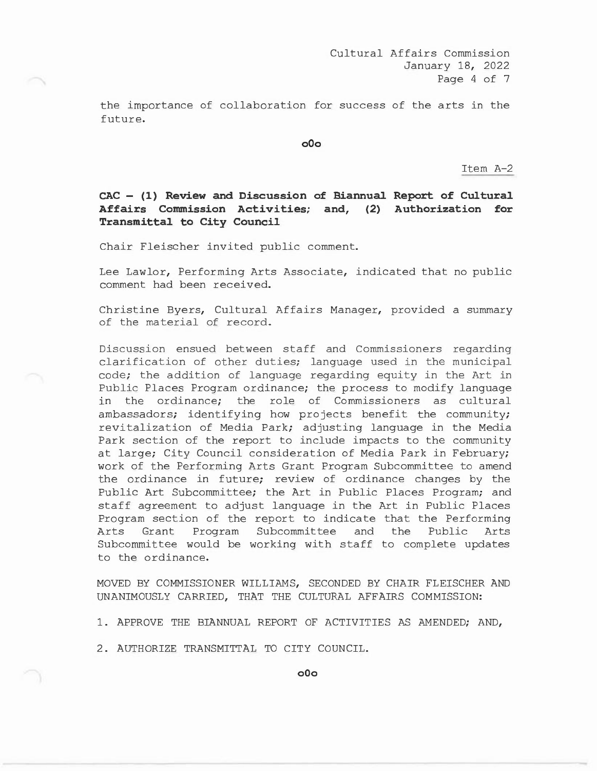the importance of collaboration for success of the arts in the future.

o0o

Item A-2

**CAC – (1) Review and Discussion of Biannual Report of Cultural Affairs Commission Activities; and, (2) Authorization for Transmittal to City Council**

Chair Fleischer invited public comment.

Lee Lawlor, Performing Arts Associate, indicated that no public comment had been received.

Christine Byers, Cultural Affairs Manager, provided a summary of the material of record.

Discussion ensued between staff and Commissioners regarding clarification of other duties; language used in the municipal code; the addition of language regarding equity in the Art in Public Places Program ordinance; the process to modify language in the ordinance; the role of Commissioners as cultural ambassadors; identifying how projects benefit the community; revitalization of Media Park; adjusting language in the Media Park section of the report to include impacts to the community at large; City Council consideration of Media Park in February; work of the Performing Arts Grant Program Subcommittee to amend the ordinance in future; review of ordinance changes by the Public Art Subcommittee; the Art in Public Places Program; and staff agreement to adjust language in the Art in Public Places Program section of the report to indicate that the Performing Arts Grant Program Subcommittee and the Public Arts Subcommittee would be working with staff to complete updates to the ordinance.

MOVED BY COMMISSIONER WILLIAMS, SECONDED BY CHAIR FLEISCHER AND UNANIMOUSLY CARRIED, THAT THE CULTURAL AFFAIRS COMMISSION:

1. APPROVE THE BIANNUAL REPORT OF ACTIVITIES AS AMENDED; AND,

2. AUTHORIZE TRANSMITTAL TO CITY COUNCIL.

o0o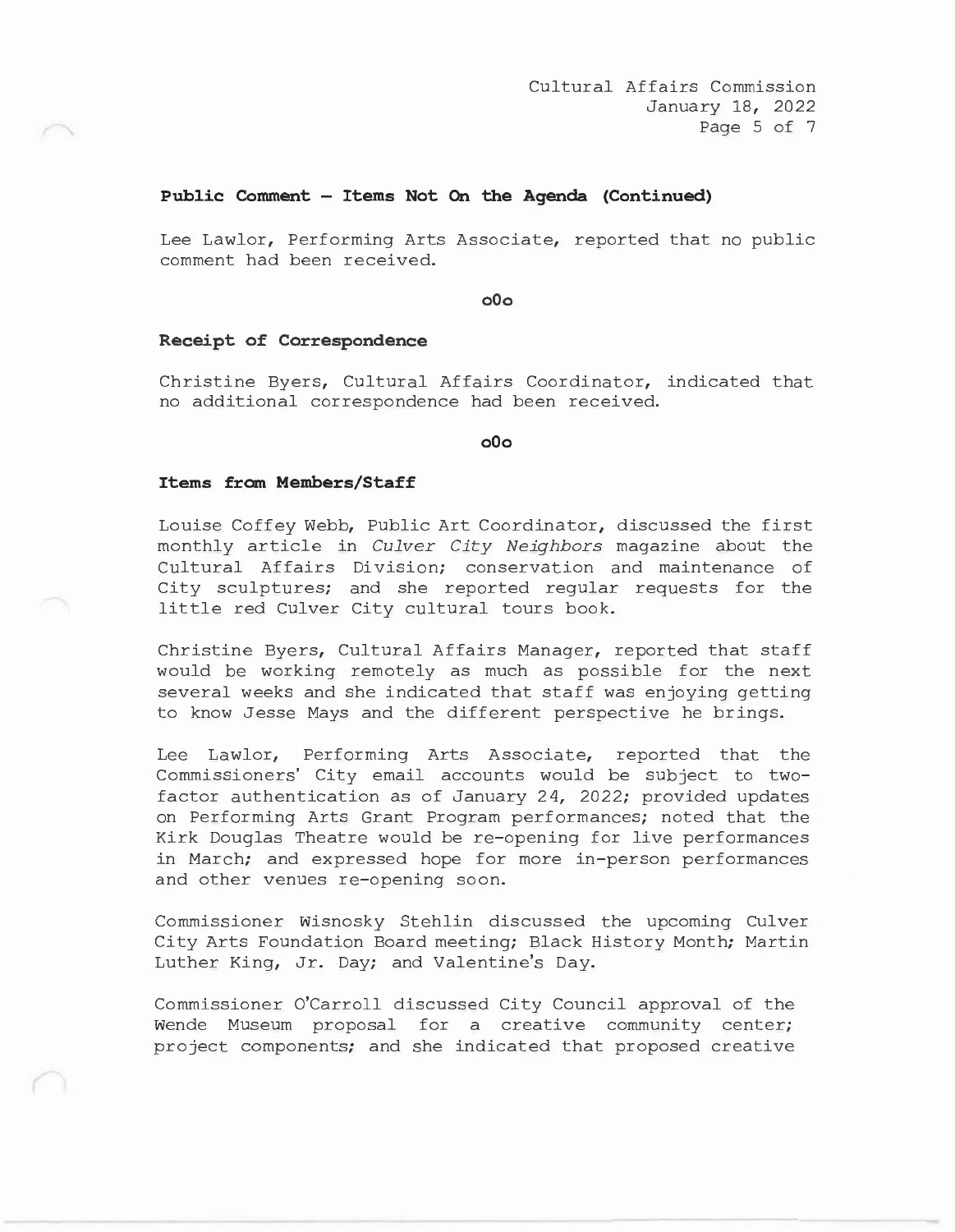**Public Comment – Items Not On the Agenda (Continued)**

Lee Lawlor, Performing Arts Associate, reported that no public comment had been received.

o0o

**Receipt of Correspondence**

Christine Byers, Cultural Affairs Coordinator, indicated that no additional correspondence had been received.

o0o

**Items from Members/Staff**

Louise Coffey Webb, Public Art Coordinator, discussed the first monthly article in *Culver City Neighbors* magazine about the Cultural Affairs Division; conservation and maintenance of City sculptures; and she reported regular requests for the little red Culver City cultural tours book.

Christine Byers, Cultural Affairs Manager, reported that staff would be working remotely as much as possible for the next several weeks and she indicated that staff was enjoying getting to know Jesse Mays and the different perspective he brings.

Lee Lawlor, Performing Arts Associate, reported that the Commissioners' City email accounts would be subject to two-factor authentication as of January 24, 2022; provided updates on Performing Arts Grant Program performances; noted that the Kirk Douglas Theatre would be re-opening for live performances in March; and expressed hope for more in-person performances and other venues re-opening soon.

Commissioner Wisnosky Stehlin discussed the upcoming Culver City Arts Foundation Board meeting; Black History Month; Martin Luther King, Jr. Day; and Valentine's Day.

Commissioner O'Carroll discussed City Council approval of the Wende Museum proposal for a creative community center; project components; and she indicated that proposed creative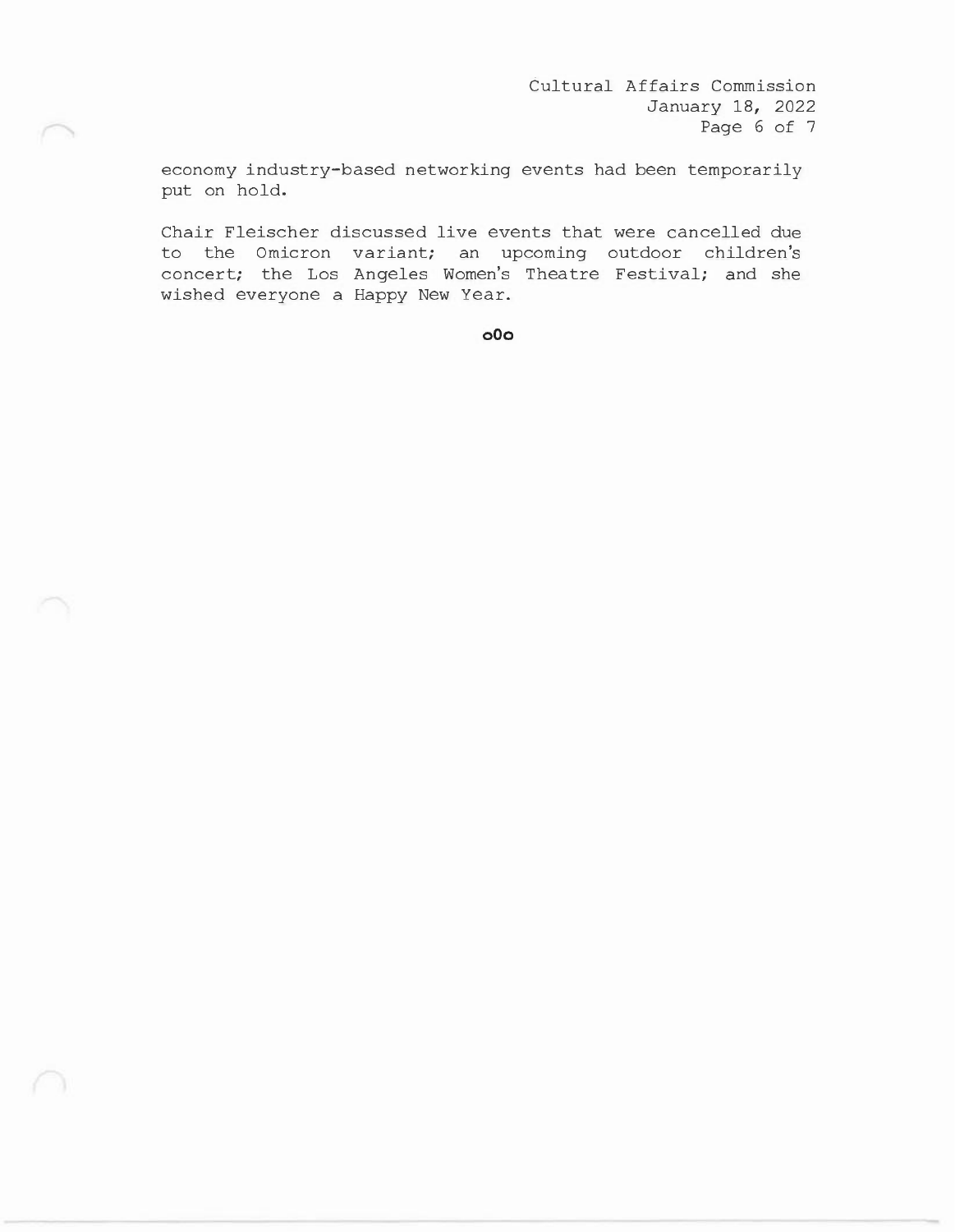economy industry-based networking events had been temporarily put on hold.

Chair Fleischer discussed live events that were cancelled due to the Omicron variant; an upcoming outdoor children's concert; the Los Angeles Women's Theatre Festival; and she wished everyone a Happy New Year.

o0o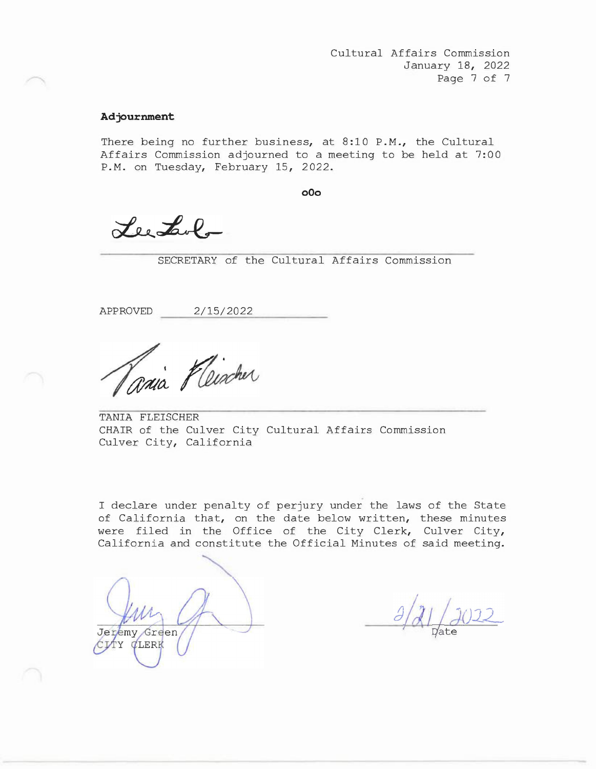**Adjournment**

There being no further business, at 8:10 P.M., the Cultural Affairs Commission adjourned to a meeting to be held at 7:00 P.M. on Tuesday, February 15, 2022.

o0o

SECRETARY of the Cultural Affairs Commission

APPROVED 2/15/2022

TANIA FLEISCHER
CHAIR of the Culver City Cultural Affairs Commission
Culver City, California

I declare under penalty of perjury under the laws of the State of California that, on the date below written, these minutes were filed in the Office of the City Clerk, Culver City, California and constitute the Official Minutes of said meeting.

Jeremy Green
CITY CLERK

2/21/2022
Date